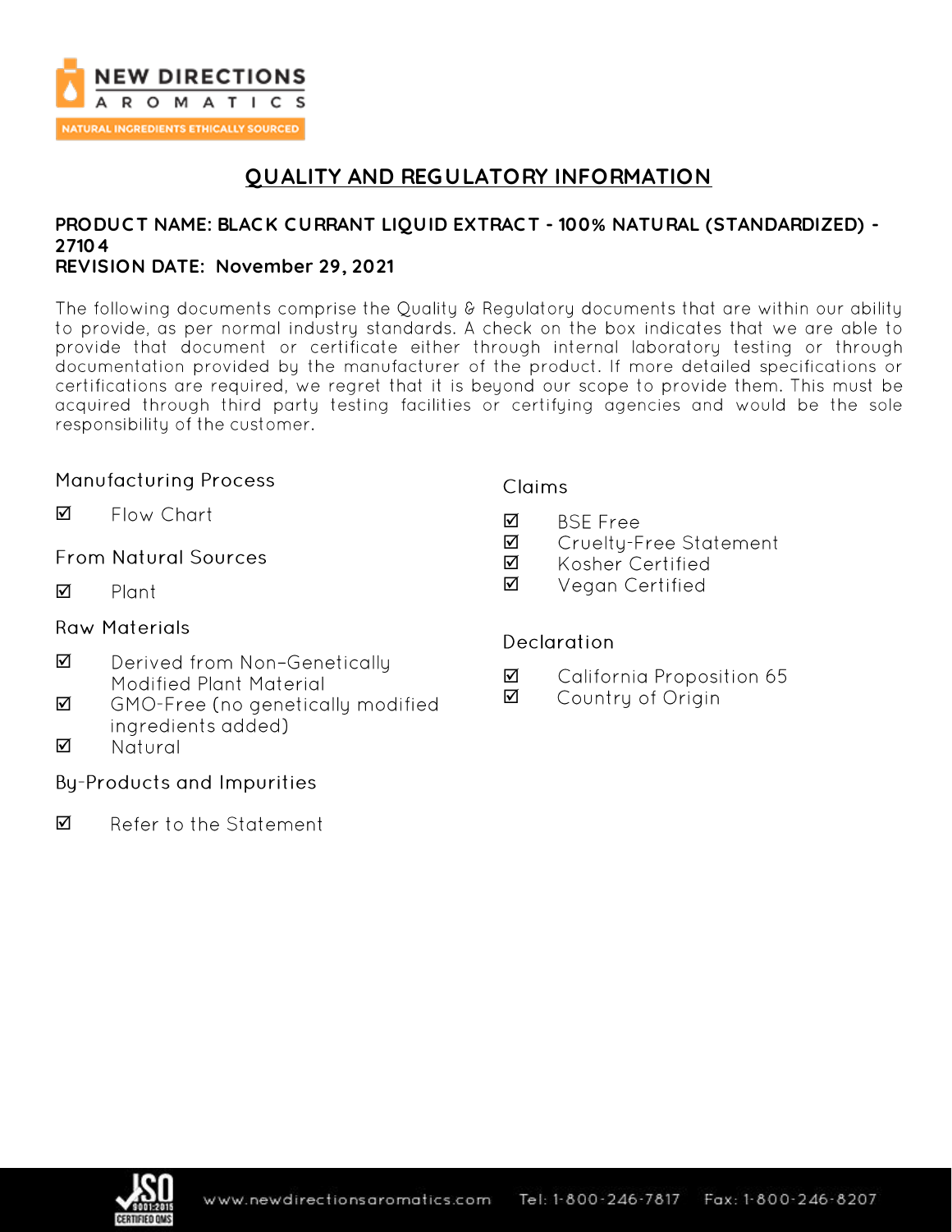NEW DIRECTIONS AROMATICS

NATURAL INGREDIENTS ETHICALLY SOURCED

# QUALITY AND REGULATORY INFORMATION

**PRODUCT NAME: BLACK CURRANT LIQUID EXTRACT - 100% NATURAL (STANDARDIZED) - 27104**

**REVISION DATE: November 29, 2021**

The following documents comprise the Quality & Regulatory documents that are within our ability to provide, as per normal industry standards. A check on the box indicates that we are able to provide that document or certificate either through internal laboratory testing or through documentation provided by the manufacturer of the product. If more detailed specifications or certifications are required, we regret that it is beyond our scope to provide them. This must be acquired through third party testing facilities or certifying agencies and would be the sole responsibility of the customer.

### Manufacturing Process

- ☑ Flow Chart

### From Natural Sources

- ☑ Plant

### Raw Materials

- ☑ Derived from Non-Genetically Modified Plant Material
- ☑ GMO-Free (no genetically modified ingredients added)
- ☑ Natural

### By-Products and Impurities

- ☑ Refer to the Statement

### Claims

- ☑ BSE Free
- ☑ Cruelty-Free Statement
- ☑ Kosher Certified
- ☑ Vegan Certified

### Declaration

- ☑ California Proposition 65
- ☑ Country of Origin

www.newdirectionsaromatics.com Tel: 1-800-246-7817 Fax: 1-800-246-8207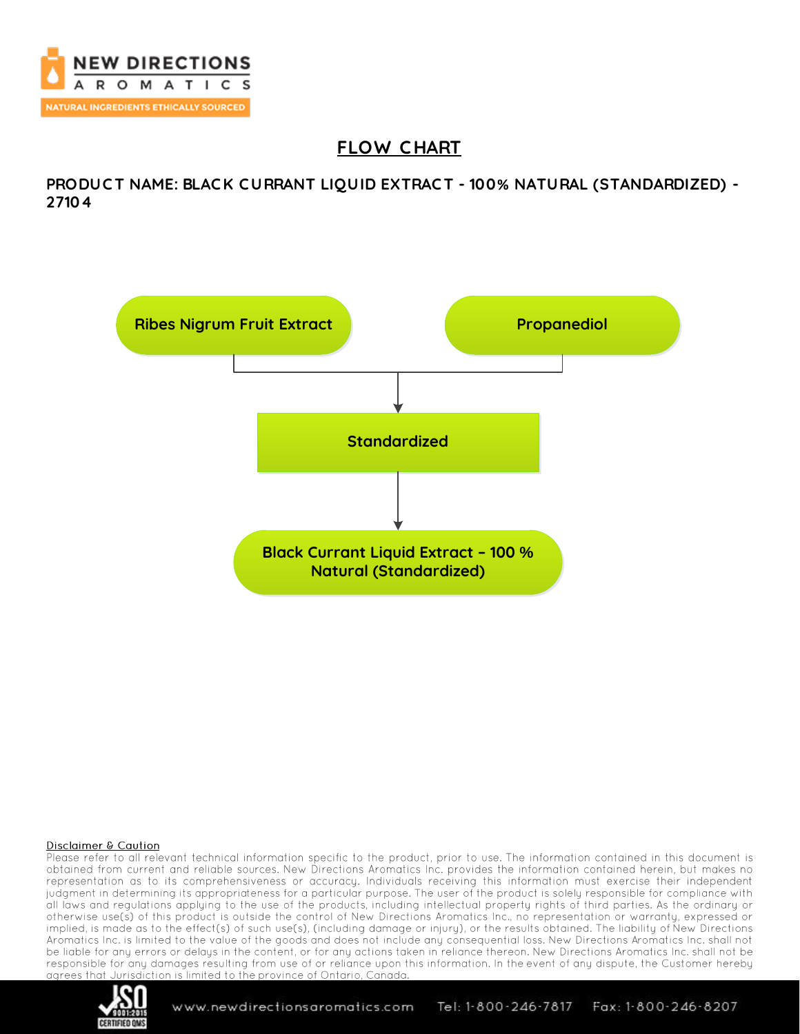# FLOW CHART

**PRODUCT NAME: BLACK CURRANT LIQUID EXTRACT - 100% NATURAL (STANDARDIZED) - 27104**

**Ribes Nigrum Fruit Extract**

**Propanediol**

**Standardized**

**Black Currant Liquid Extract – 100 % Natural (Standardized)**

**Disclaimer & Caution**

Please refer to all relevant technical information specific to the product, prior to use. The information contained in this document is obtained from current and reliable sources. New Directions Aromatics Inc. provides the information contained herein, but makes no representation as to its comprehensiveness or accuracy. Individuals receiving this information must exercise their independent judgment in determining its appropriateness for a particular purpose. The user of the product is solely responsible for compliance with all laws and regulations applying to the use of the products, including intellectual property rights of third parties. As the ordinary or otherwise use(s) of this product is outside the control of New Directions Aromatics Inc., no representation or warranty, expressed or implied, is made as to the effect(s) of such use(s), (including damage or injury), or the results obtained. The liability of New Directions Aromatics Inc. is limited to the value of the goods and does not include any consequential loss. New Directions Aromatics Inc. shall not be liable for any errors or delays in the content, or for any actions taken in reliance thereon. New Directions Aromatics Inc. shall not be responsible for any damages resulting from use of or reliance upon this information. In the event of any dispute, the Customer hereby agrees that Jurisdiction is limited to the province of Ontario, Canada.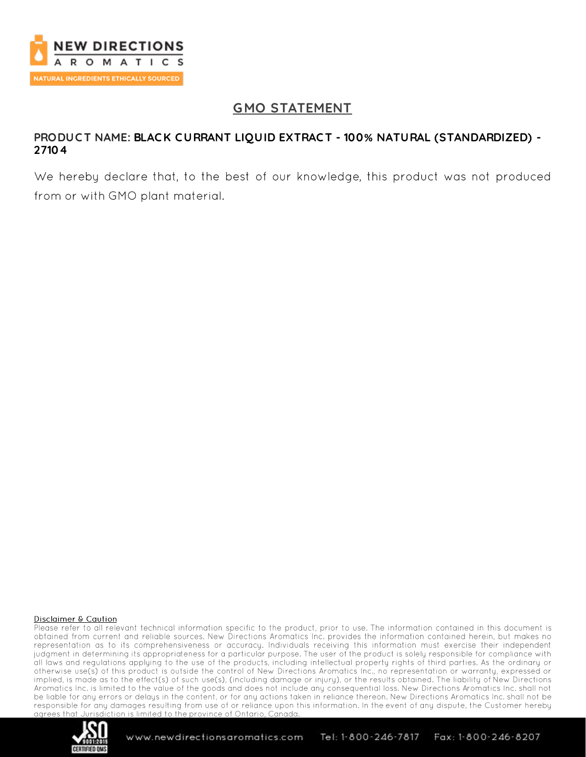# GMO STATEMENT

**PRODUCT NAME: BLACK CURRANT LIQUID EXTRACT - 100% NATURAL (STANDARDIZED) - 27104**

We hereby declare that, to the best of our knowledge, this product was not produced from or with GMO plant material.

**Disclaimer & Caution**

Please refer to all relevant technical information specific to the product, prior to use. The information contained in this document is obtained from current and reliable sources. New Directions Aromatics Inc. provides the information contained herein, but makes no representation as to its comprehensiveness or accuracy. Individuals receiving this information must exercise their independent judgment in determining its appropriateness for a particular purpose. The user of the product is solely responsible for compliance with all laws and regulations applying to the use of the products, including intellectual property rights of third parties. As the ordinary or otherwise use(s) of this product is outside the control of New Directions Aromatics Inc., no representation or warranty, expressed or implied, is made as to the effect(s) of such use(s), (including damage or injury), or the results obtained. The liability of New Directions Aromatics Inc. is limited to the value of the goods and does not include any consequential loss. New Directions Aromatics Inc. shall not be liable for any errors or delays in the content, or for any actions taken in reliance thereon. New Directions Aromatics Inc. shall not be responsible for any damages resulting from use of or reliance upon this information. In the event of any dispute, the Customer hereby agrees that Jurisdiction is limited to the province of Ontario, Canada.

www.newdirectionsaromatics.com Tel: 1-800-246-7817 Fax: 1-800-246-8207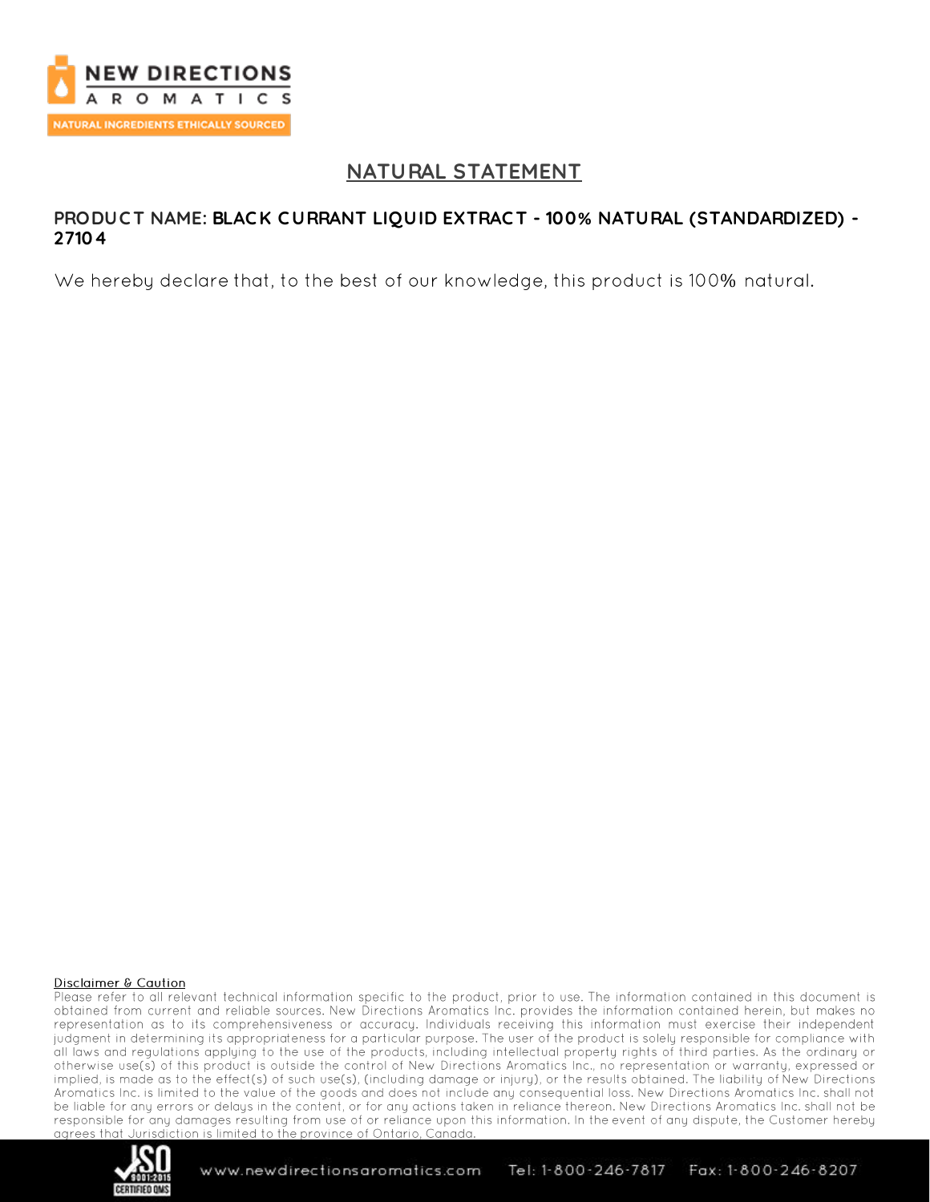NEW DIRECTIONS AROMATICS

NATURAL INGREDIENTS ETHICALLY SOURCED

# NATURAL STATEMENT

**PRODUCT NAME: BLACK CURRANT LIQUID EXTRACT - 100% NATURAL (STANDARDIZED) - 27104**

We hereby declare that, to the best of our knowledge, this product is 100% natural.

Disclaimer & Caution

Please refer to all relevant technical information specific to the product, prior to use. The information contained in this document is obtained from current and reliable sources. New Directions Aromatics Inc. provides the information contained herein, but makes no representation as to its comprehensiveness or accuracy. Individuals receiving this information must exercise their independent judgment in determining its appropriateness for a particular purpose. The user of the product is solely responsible for compliance with all laws and regulations applying to the use of the products, including intellectual property rights of third parties. As the ordinary or otherwise use(s) of this product is outside the control of New Directions Aromatics Inc., no representation or warranty, expressed or implied, is made as to the effect(s) of such use(s), (including damage or injury), or the results obtained. The liability of New Directions Aromatics Inc. is limited to the value of the goods and does not include any consequential loss. New Directions Aromatics Inc. shall not be liable for any errors or delays in the content, or for any actions taken in reliance thereon. New Directions Aromatics Inc. shall not be responsible for any damages resulting from use of or reliance upon this information. In the event of any dispute, the Customer hereby agrees that Jurisdiction is limited to the province of Ontario, Canada.

www.newdirectionsaromatics.com Tel: 1-800-246-7817 Fax: 1-800-246-8207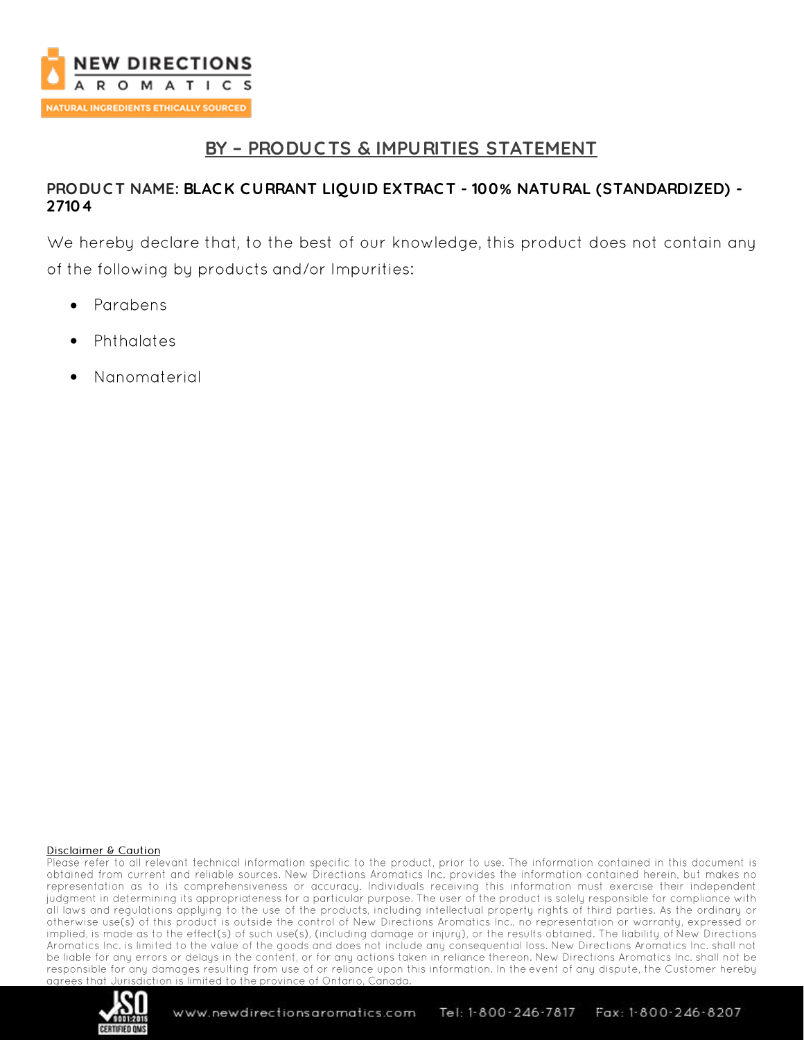## BY – PRODUCTS & IMPURITIES STATEMENT

**PRODUCT NAME: BLACK CURRANT LIQUID EXTRACT - 100% NATURAL (STANDARDIZED) - 27104**

We hereby declare that, to the best of our knowledge, this product does not contain any of the following by products and/or Impurities:

- Parabens
- Phthalates
- Nanomaterial

**Disclaimer & Caution**

Please refer to all relevant technical information specific to the product, prior to use. The information contained in this document is obtained from current and reliable sources. New Directions Aromatics Inc. provides the information contained herein, but makes no representation as to its comprehensiveness or accuracy. Individuals receiving this information must exercise their independent judgment in determining its appropriateness for a particular purpose. The user of the product is solely responsible for compliance with all laws and regulations applying to the use of the products, including intellectual property rights of third parties. As the ordinary or otherwise use(s) of this product is outside the control of New Directions Aromatics Inc., no representation or warranty, expressed or implied, is made as to the effect(s) of such use(s), (including damage or injury), or the results obtained. The liability of New Directions Aromatics Inc. is limited to the value of the goods and does not include any consequential loss. New Directions Aromatics Inc. shall not be liable for any errors or delays in the content, or for any actions taken in reliance thereon. New Directions Aromatics Inc. shall not be responsible for any damages resulting from use of or reliance upon this information. In the event of any dispute, the Customer hereby agrees that Jurisdiction is limited to the province of Ontario, Canada.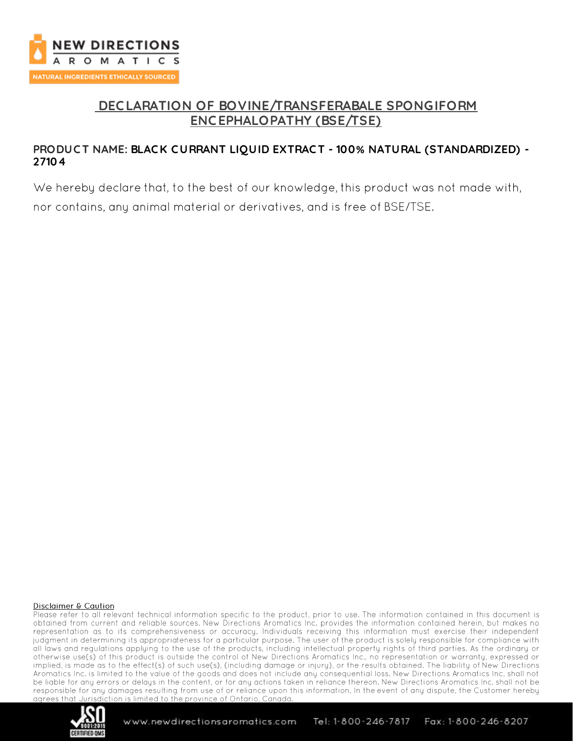# DECLARATION OF BOVINE/TRANSFERABALE SPONGIFORM ENCEPHALOPATHY (BSE/TSE)

**PRODUCT NAME: BLACK CURRANT LIQUID EXTRACT - 100% NATURAL (STANDARDIZED) - 27104**

We hereby declare that, to the best of our knowledge, this product was not made with, nor contains, any animal material or derivatives, and is free of BSE/TSE.

**Disclaimer & Caution**

Please refer to all relevant technical information specific to the product, prior to use. The information contained in this document is obtained from current and reliable sources. New Directions Aromatics Inc. provides the information contained herein, but makes no representation as to its comprehensiveness or accuracy. Individuals receiving this information must exercise their independent judgment in determining its appropriateness for a particular purpose. The user of the product is solely responsible for compliance with all laws and regulations applying to the use of the products, including intellectual property rights of third parties. As the ordinary or otherwise use(s) of this product is outside the control of New Directions Aromatics Inc., no representation or warranty, expressed or implied, is made as to the effect(s) of such use(s), (including damage or injury), or the results obtained. The liability of New Directions Aromatics Inc. is limited to the value of the goods and does not include any consequential loss. New Directions Aromatics Inc. shall not be liable for any errors or delays in the content, or for any actions taken in reliance thereon. New Directions Aromatics Inc. shall not be responsible for any damages resulting from use of or reliance upon this information. In the event of any dispute, the Customer hereby agrees that Jurisdiction is limited to the province of Ontario, Canada.

www.newdirectionsaromatics.com Tel: 1-800-246-7817 Fax: 1-800-246-8207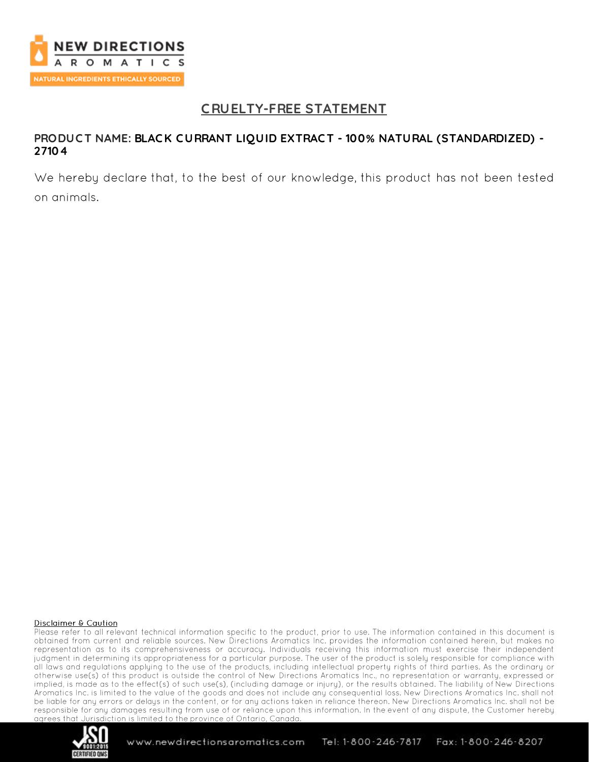# CRUELTY-FREE STATEMENT

**PRODUCT NAME: BLACK CURRANT LIQUID EXTRACT - 100% NATURAL (STANDARDIZED) - 27104**

We hereby declare that, to the best of our knowledge, this product has not been tested on animals.

**Disclaimer & Caution**

Please refer to all relevant technical information specific to the product, prior to use. The information contained in this document is obtained from current and reliable sources. New Directions Aromatics Inc. provides the information contained herein, but makes no representation as to its comprehensiveness or accuracy. Individuals receiving this information must exercise their independent judgment in determining its appropriateness for a particular purpose. The user of the product is solely responsible for compliance with all laws and regulations applying to the use of the products, including intellectual property rights of third parties. As the ordinary or otherwise use(s) of this product is outside the control of New Directions Aromatics Inc., no representation or warranty, expressed or implied, is made as to the effect(s) of such use(s), (including damage or injury), or the results obtained. The liability of New Directions Aromatics Inc. is limited to the value of the goods and does not include any consequential loss. New Directions Aromatics Inc. shall not be liable for any errors or delays in the content, or for any actions taken in reliance thereon. New Directions Aromatics Inc. shall not be responsible for any damages resulting from use of or reliance upon this information. In the event of any dispute, the Customer hereby agrees that Jurisdiction is limited to the province of Ontario, Canada.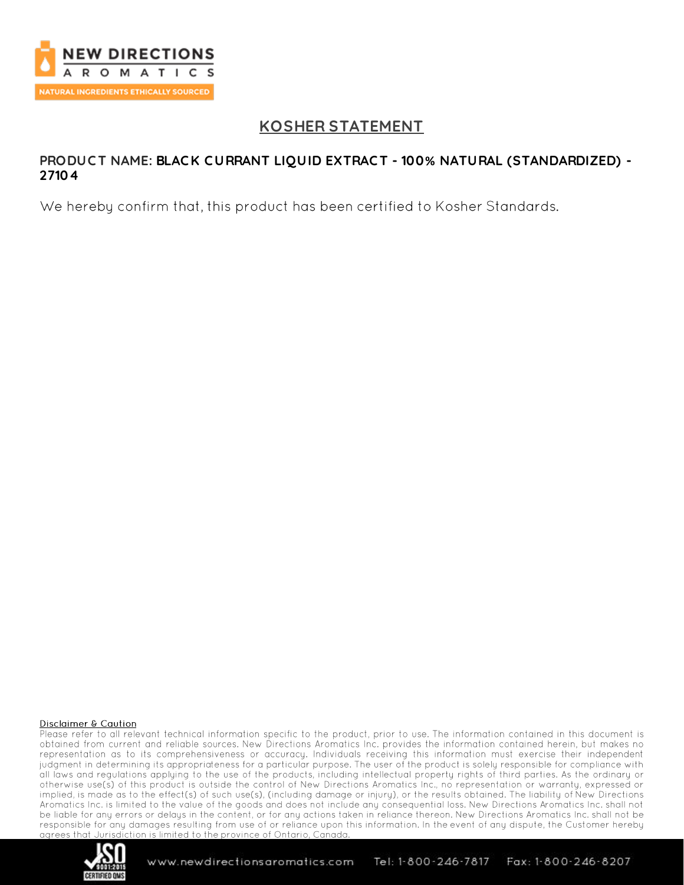# KOSHER STATEMENT

**PRODUCT NAME: BLACK CURRANT LIQUID EXTRACT - 100% NATURAL (STANDARDIZED) - 27104**

We hereby confirm that, this product has been certified to Kosher Standards.

**Disclaimer & Caution**

Please refer to all relevant technical information specific to the product, prior to use. The information contained in this document is obtained from current and reliable sources. New Directions Aromatics Inc. provides the information contained herein, but makes no representation as to its comprehensiveness or accuracy. Individuals receiving this information must exercise their independent judgment in determining its appropriateness for a particular purpose. The user of the product is solely responsible for compliance with all laws and regulations applying to the use of the products, including intellectual property rights of third parties. As the ordinary or otherwise use(s) of this product is outside the control of New Directions Aromatics Inc., no representation or warranty, expressed or implied, is made as to the effect(s) of such use(s), (including damage or injury), or the results obtained. The liability of New Directions Aromatics Inc. is limited to the value of the goods and does not include any consequential loss. New Directions Aromatics Inc. shall not be liable for any errors or delays in the content, or for any actions taken in reliance thereon. New Directions Aromatics Inc. shall not be responsible for any damages resulting from use of or reliance upon this information. In the event of any dispute, the Customer hereby agrees that Jurisdiction is limited to the province of Ontario, Canada.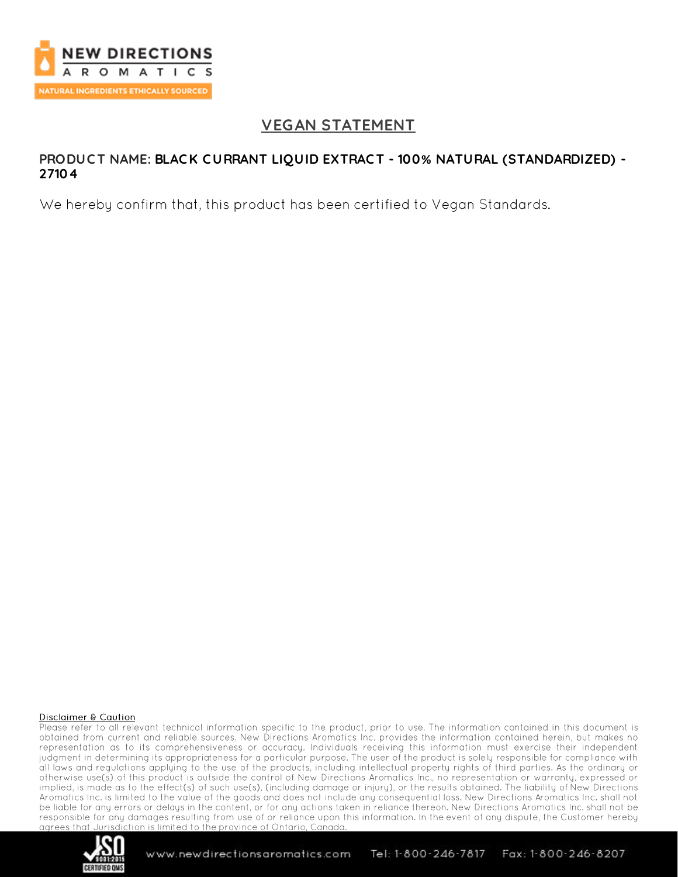# VEGAN STATEMENT

**PRODUCT NAME: BLACK CURRANT LIQUID EXTRACT - 100% NATURAL (STANDARDIZED) - 27104**

We hereby confirm that, this product has been certified to Vegan Standards.

**Disclaimer & Caution**

Please refer to all relevant technical information specific to the product, prior to use. The information contained in this document is obtained from current and reliable sources. New Directions Aromatics Inc. provides the information contained herein, but makes no representation as to its comprehensiveness or accuracy. Individuals receiving this information must exercise their independent judgment in determining its appropriateness for a particular purpose. The user of the product is solely responsible for compliance with all laws and regulations applying to the use of the products, including intellectual property rights of third parties. As the ordinary or otherwise use(s) of this product is outside the control of New Directions Aromatics Inc., no representation or warranty, expressed or implied, is made as to the effect(s) of such use(s), (including damage or injury), or the results obtained. The liability of New Directions Aromatics Inc. is limited to the value of the goods and does not include any consequential loss. New Directions Aromatics Inc. shall not be liable for any errors or delays in the content, or for any actions taken in reliance thereon. New Directions Aromatics Inc. shall not be responsible for any damages resulting from use of or reliance upon this information. In the event of any dispute, the Customer hereby agrees that Jurisdiction is limited to the province of Ontario, Canada.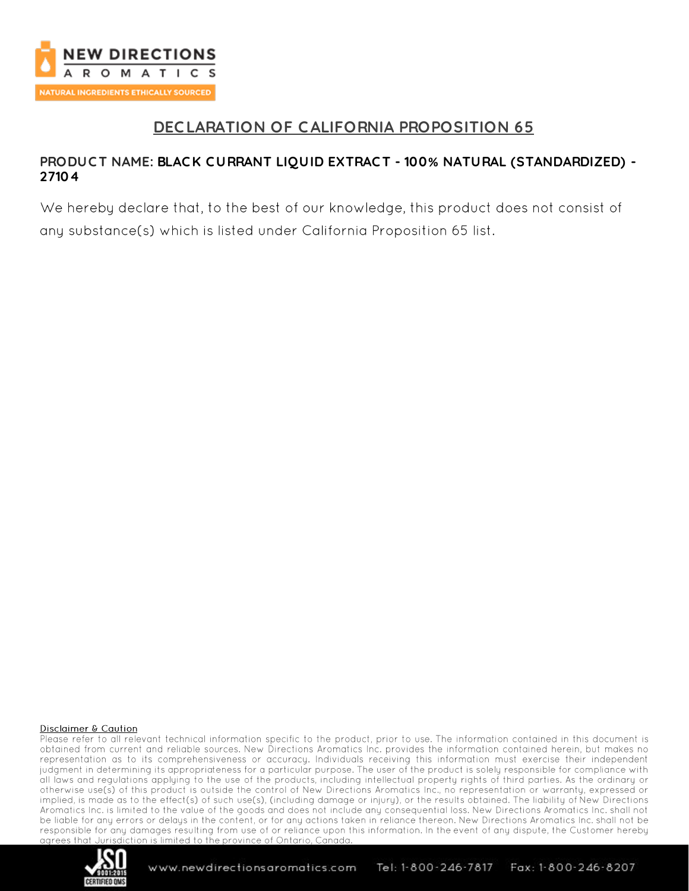# DECLARATION OF CALIFORNIA PROPOSITION 65

**PRODUCT NAME: BLACK CURRANT LIQUID EXTRACT - 100% NATURAL (STANDARDIZED) - 27104**

We hereby declare that, to the best of our knowledge, this product does not consist of any substance(s) which is listed under California Proposition 65 list.

**Disclaimer & Caution**

Please refer to all relevant technical information specific to the product, prior to use. The information contained in this document is obtained from current and reliable sources. New Directions Aromatics Inc. provides the information contained herein, but makes no representation as to its comprehensiveness or accuracy. Individuals receiving this information must exercise their independent judgment in determining its appropriateness for a particular purpose. The user of the product is solely responsible for compliance with all laws and regulations applying to the use of the products, including intellectual property rights of third parties. As the ordinary or otherwise use(s) of this product is outside the control of New Directions Aromatics Inc., no representation or warranty, expressed or implied, is made as to the effect(s) of such use(s), (including damage or injury), or the results obtained. The liability of New Directions Aromatics Inc. is limited to the value of the goods and does not include any consequential loss. New Directions Aromatics Inc. shall not be liable for any errors or delays in the content, or for any actions taken in reliance thereon. New Directions Aromatics Inc. shall not be responsible for any damages resulting from use of or reliance upon this information. In the event of any dispute, the Customer hereby agrees that Jurisdiction is limited to the province of Ontario, Canada.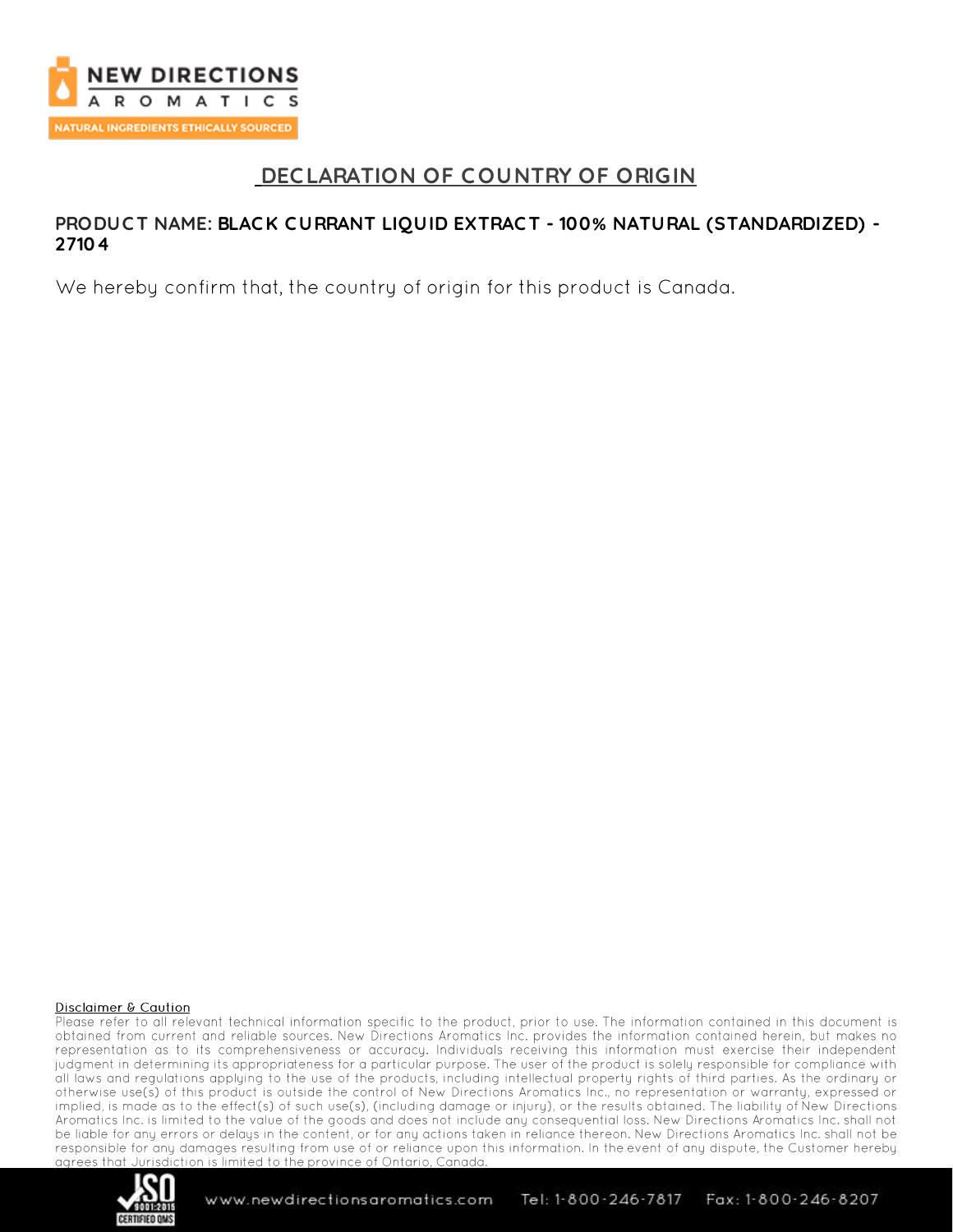# DECLARATION OF COUNTRY OF ORIGIN

**PRODUCT NAME: BLACK CURRANT LIQUID EXTRACT - 100% NATURAL (STANDARDIZED) - 27104**

We hereby confirm that, the country of origin for this product is Canada.

Disclaimer & Caution

Please refer to all relevant technical information specific to the product, prior to use. The information contained in this document is obtained from current and reliable sources. New Directions Aromatics Inc. provides the information contained herein, but makes no representation as to its comprehensiveness or accuracy. Individuals receiving this information must exercise their independent judgment in determining its appropriateness for a particular purpose. The user of the product is solely responsible for compliance with all laws and regulations applying to the use of the products, including intellectual property rights of third parties. As the ordinary or otherwise use(s) of this product is outside the control of New Directions Aromatics Inc., no representation or warranty, expressed or implied, is made as to the effect(s) of such use(s), (including damage or injury), or the results obtained. The liability of New Directions Aromatics Inc. is limited to the value of the goods and does not include any consequential loss. New Directions Aromatics Inc. shall not be liable for any errors or delays in the content, or for any actions taken in reliance thereon. New Directions Aromatics Inc. shall not be responsible for any damages resulting from use of or reliance upon this information. In the event of any dispute, the Customer hereby agrees that Jurisdiction is limited to the province of Ontario, Canada.